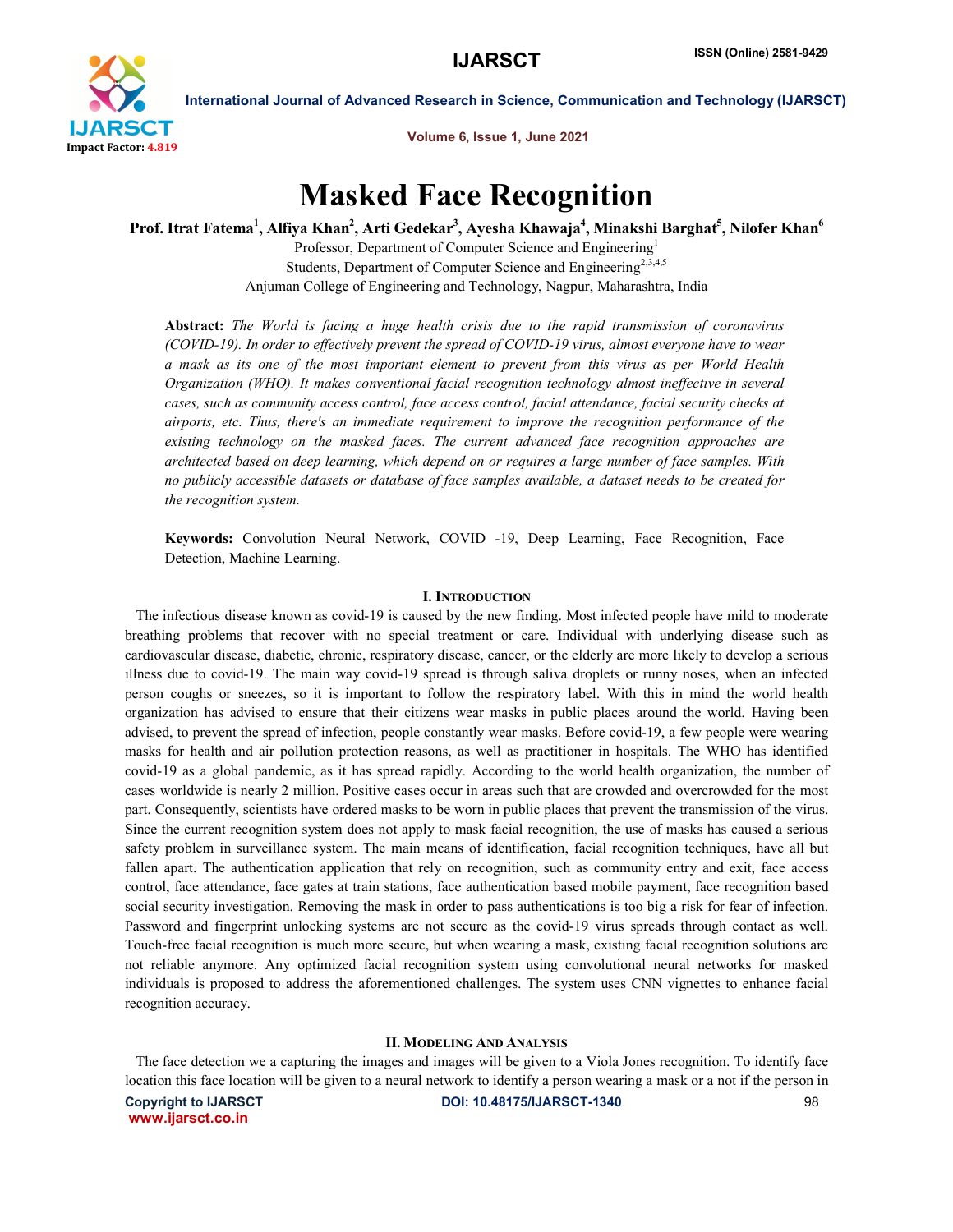# Masked Face Recognition

**Prof. Itrat Fatema[1], Alfiya Khan[2], Arti Gedekar[3], Ayesha Khawaja[4], Minakshi Barghat[5], Nilofer Khan[6]**

Professor, Department of Computer Science and Engineering[1]

Students, Department of Computer Science and Engineering[2,3,4,5]

Anjuman College of Engineering and Technology, Nagpur, Maharashtra, India

**Abstract:** *The World is facing a huge health crisis due to the rapid transmission of coronavirus (COVID-19). In order to effectively prevent the spread of COVID-19 virus, almost everyone have to wear a mask as its one of the most important element to prevent from this virus as per World Health Organization (WHO). It makes conventional facial recognition technology almost ineffective in several cases, such as community access control, face access control, facial attendance, facial security checks at airports, etc. Thus, there's an immediate requirement to improve the recognition performance of the existing technology on the masked faces. The current advanced face recognition approaches are architected based on deep learning, which depend on or requires a large number of face samples. With no publicly accessible datasets or database of face samples available, a dataset needs to be created for the recognition system.*

**Keywords:** Convolution Neural Network, COVID -19, Deep Learning, Face Recognition, Face Detection, Machine Learning.

## I. Introduction

The infectious disease known as covid-19 is caused by the new finding. Most infected people have mild to moderate breathing problems that recover with no special treatment or care. Individual with underlying disease such as cardiovascular disease, diabetic, chronic, respiratory disease, cancer, or the elderly are more likely to develop a serious illness due to covid-19. The main way covid-19 spread is through saliva droplets or runny noses, when an infected person coughs or sneezes, so it is important to follow the respiratory label. With this in mind the world health organization has advised to ensure that their citizens wear masks in public places around the world. Having been advised, to prevent the spread of infection, people constantly wear masks. Before covid-19, a few people were wearing masks for health and air pollution protection reasons, as well as practitioner in hospitals. The WHO has identified covid-19 as a global pandemic, as it has spread rapidly. According to the world health organization, the number of cases worldwide is nearly 2 million. Positive cases occur in areas such that are crowded and overcrowded for the most part. Consequently, scientists have ordered masks to be worn in public places that prevent the transmission of the virus. Since the current recognition system does not apply to mask facial recognition, the use of masks has caused a serious safety problem in surveillance system. The main means of identification, facial recognition techniques, have all but fallen apart. The authentication application that rely on recognition, such as community entry and exit, face access control, face attendance, face gates at train stations, face authentication based mobile payment, face recognition based social security investigation. Removing the mask in order to pass authentications is too big a risk for fear of infection. Password and fingerprint unlocking systems are not secure as the covid-19 virus spreads through contact as well. Touch-free facial recognition is much more secure, but when wearing a mask, existing facial recognition solutions are not reliable anymore. Any optimized facial recognition system using convolutional neural networks for masked individuals is proposed to address the aforementioned challenges. The system uses CNN vignettes to enhance facial recognition accuracy.

## II. Modeling And Analysis

The face detection we a capturing the images and images will be given to a Viola Jones recognition. To identify face location this face location will be given to a neural network to identify a person wearing a mask or a not if the person in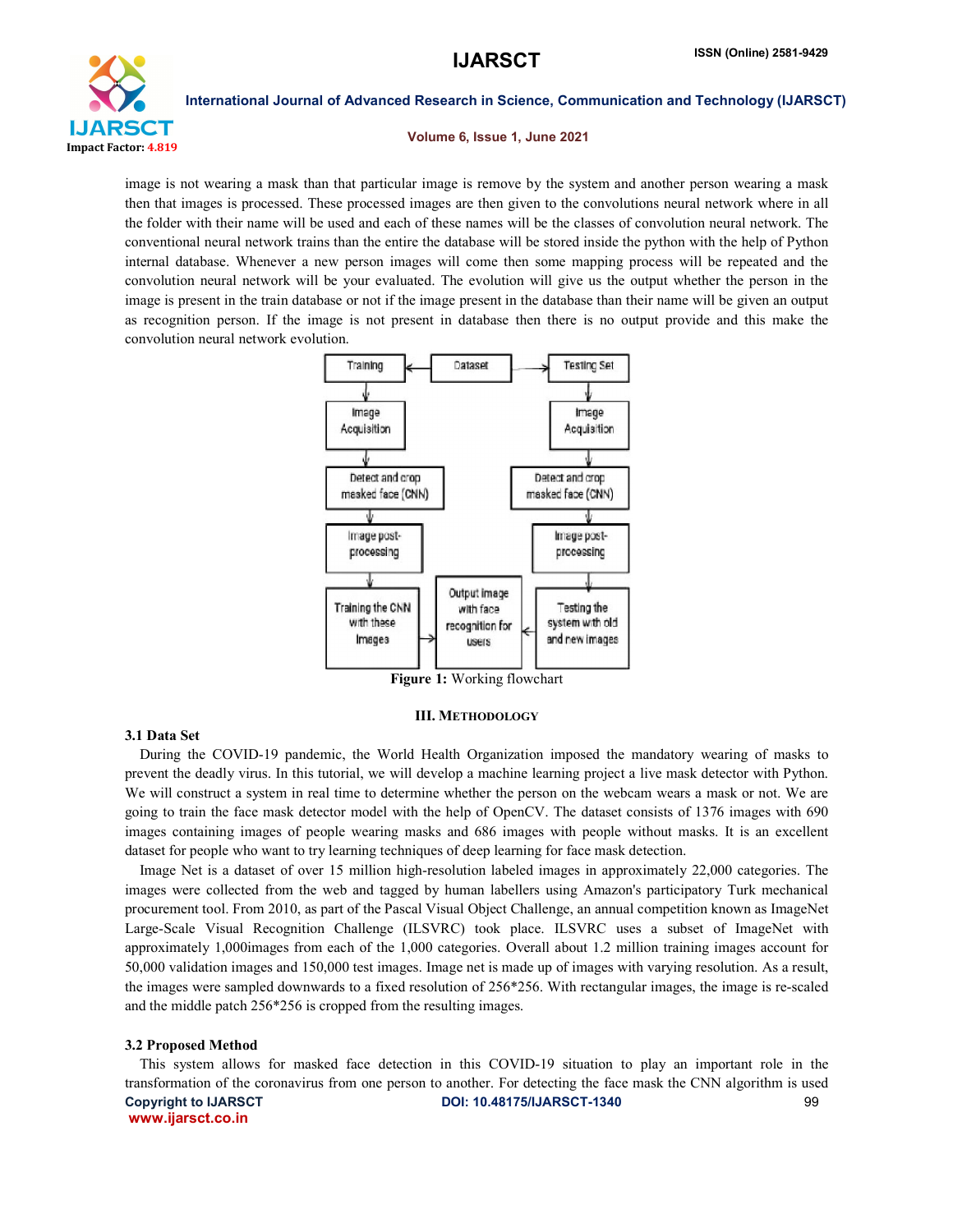image is not wearing a mask than that particular image is remove by the system and another person wearing a mask then that images is processed. These processed images are then given to the convolutions neural network where in all the folder with their name will be used and each of these names will be the classes of convolution neural network. The conventional neural network trains than the entire the database will be stored inside the python with the help of Python internal database. Whenever a new person images will come then some mapping process will be repeated and the convolution neural network will be your evaluated. The evolution will give us the output whether the person in the image is present in the train database or not if the image present in the database than their name will be given an output as recognition person. If the image is not present in database then there is no output provide and this make the convolution neural network evolution.

Training ← Dataset → Testing Set

Training → Image Acquisition → Detect and crop masked face (CNN) → Image post-processing → Training the CNN with these Images → Output image with face recognition for users

Testing Set → Image Acquisition → Detect and crop masked face (CNN) → Image post-processing → Testing the system with old and new images → Output image with face recognition for users

**Figure 1:** Working flowchart

## III. Methodology

### 3.1 Data Set

During the COVID-19 pandemic, the World Health Organization imposed the mandatory wearing of masks to prevent the deadly virus. In this tutorial, we will develop a machine learning project a live mask detector with Python. We will construct a system in real time to determine whether the person on the webcam wears a mask or not. We are going to train the face mask detector model with the help of OpenCV. The dataset consists of 1376 images with 690 images containing images of people wearing masks and 686 images with people without masks. It is an excellent dataset for people who want to try learning techniques of deep learning for face mask detection.

Image Net is a dataset of over 15 million high-resolution labeled images in approximately 22,000 categories. The images were collected from the web and tagged by human labellers using Amazon's participatory Turk mechanical procurement tool. From 2010, as part of the Pascal Visual Object Challenge, an annual competition known as ImageNet Large-Scale Visual Recognition Challenge (ILSVRC) took place. ILSVRC uses a subset of ImageNet with approximately 1,000images from each of the 1,000 categories. Overall about 1.2 million training images account for 50,000 validation images and 150,000 test images. Image net is made up of images with varying resolution. As a result, the images were sampled downwards to a fixed resolution of 256*256. With rectangular images, the image is re-scaled and the middle patch 256*256 is cropped from the resulting images.

### 3.2 Proposed Method

This system allows for masked face detection in this COVID-19 situation to play an important role in the transformation of the coronavirus from one person to another. For detecting the face mask the CNN algorithm is used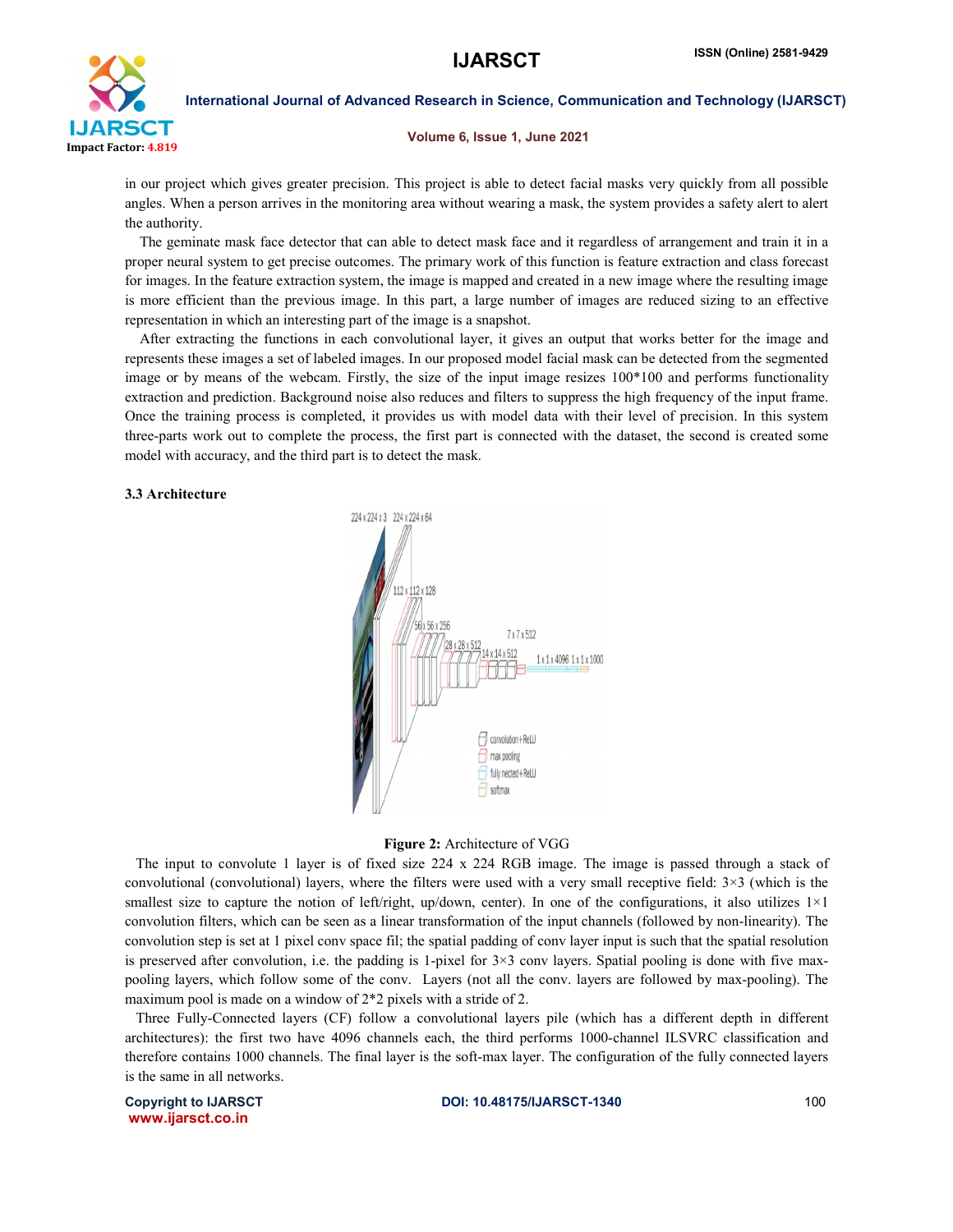in our project which gives greater precision. This project is able to detect facial masks very quickly from all possible angles. When a person arrives in the monitoring area without wearing a mask, the system provides a safety alert to alert the authority.

The geminate mask face detector that can able to detect mask face and it regardless of arrangement and train it in a proper neural system to get precise outcomes. The primary work of this function is feature extraction and class forecast for images. In the feature extraction system, the image is mapped and created in a new image where the resulting image is more efficient than the previous image. In this part, a large number of images are reduced sizing to an effective representation in which an interesting part of the image is a snapshot.

After extracting the functions in each convolutional layer, it gives an output that works better for the image and represents these images a set of labeled images. In our proposed model facial mask can be detected from the segmented image or by means of the webcam. Firstly, the size of the input image resizes 100*100 and performs functionality extraction and prediction. Background noise also reduces and filters to suppress the high frequency of the input frame. Once the training process is completed, it provides us with model data with their level of precision. In this system three-parts work out to complete the process, the first part is connected with the dataset, the second is created some model with accuracy, and the third part is to detect the mask.

### 3.3 Architecture

**Figure 2:** Architecture of VGG

The input to convolute 1 layer is of fixed size 224 x 224 RGB image. The image is passed through a stack of convolutional (convolutional) layers, where the filters were used with a very small receptive field: 3×3 (which is the smallest size to capture the notion of left/right, up/down, center). In one of the configurations, it also utilizes 1×1 convolution filters, which can be seen as a linear transformation of the input channels (followed by non-linearity). The convolution step is set at 1 pixel conv space fil; the spatial padding of conv layer input is such that the spatial resolution is preserved after convolution, i.e. the padding is 1-pixel for 3×3 conv layers. Spatial pooling is done with five max-pooling layers, which follow some of the conv. Layers (not all the conv. layers are followed by max-pooling). The maximum pool is made on a window of 2*2 pixels with a stride of 2.

Three Fully-Connected layers (CF) follow a convolutional layers pile (which has a different depth in different architectures): the first two have 4096 channels each, the third performs 1000-channel ILSVRC classification and therefore contains 1000 channels. The final layer is the soft-max layer. The configuration of the fully connected layers is the same in all networks.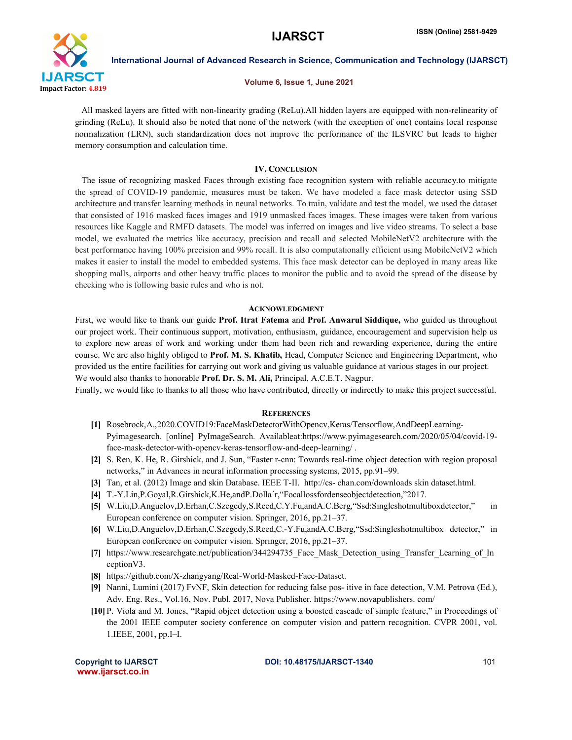All masked layers are fitted with non-linearity grading (ReLu).All hidden layers are equipped with non-relinearity of grinding (ReLu). It should also be noted that none of the network (with the exception of one) contains local response normalization (LRN), such standardization does not improve the performance of the ILSVRC but leads to higher memory consumption and calculation time.

## IV. Conclusion

The issue of recognizing masked Faces through existing face recognition system with reliable accuracy.to mitigate the spread of COVID-19 pandemic, measures must be taken. We have modeled a face mask detector using SSD architecture and transfer learning methods in neural networks. To train, validate and test the model, we used the dataset that consisted of 1916 masked faces images and 1919 unmasked faces images. These images were taken from various resources like Kaggle and RMFD datasets. The model was inferred on images and live video streams. To select a base model, we evaluated the metrics like accuracy, precision and recall and selected MobileNetV2 architecture with the best performance having 100% precision and 99% recall. It is also computationally efficient using MobileNetV2 which makes it easier to install the model to embedded systems. This face mask detector can be deployed in many areas like shopping malls, airports and other heavy traffic places to monitor the public and to avoid the spread of the disease by checking who is following basic rules and who is not.

## Acknowledgment

First, we would like to thank our guide **Prof. Itrat Fatema** and **Prof. Anwarul Siddique,** who guided us throughout our project work. Their continuous support, motivation, enthusiasm, guidance, encouragement and supervision help us to explore new areas of work and working under them had been rich and rewarding experience, during the entire course. We are also highly obliged to **Prof. M. S. Khatib,** Head, Computer Science and Engineering Department, who provided us the entire facilities for carrying out work and giving us valuable guidance at various stages in our project.
We would also thanks to honorable **Prof. Dr. S. M. Ali,** Principal, A.C.E.T. Nagpur.
Finally, we would like to thanks to all those who have contributed, directly or indirectly to make this project successful.

## References

- [1] Rosebrock,A.,2020.COVID19:FaceMaskDetectorWithOpencv,Keras/Tensorflow,AndDeepLearning-Pyimagesearch. [online] PyImageSearch. Availableat:https://www.pyimagesearch.com/2020/05/04/covid-19-face-mask-detector-with-opencv-keras-tensorflow-and-deep-learning/ .
- [2] S. Ren, K. He, R. Girshick, and J. Sun, "Faster r-cnn: Towards real-time object detection with region proposal networks," in Advances in neural information processing systems, 2015, pp.91–99.
- [3] Tan, et al. (2012) Image and skin Database. IEEE T-II. http://cs- chan.com/downloads skin dataset.html.
- [4] T.-Y.Lin,P.Goyal,R.Girshick,K.He,andP.Dolla´r,"Focallossfordenseobjectdetection,"2017.
- [5] W.Liu,D.Anguelov,D.Erhan,C.Szegedy,S.Reed,C.Y.Fu,andA.C.Berg,"Ssd:Singleshotmultiboxdetector," in European conference on computer vision. Springer, 2016, pp.21–37.
- [6] W.Liu,D.Anguelov,D.Erhan,C.Szegedy,S.Reed,C.-Y.Fu,andA.C.Berg,"Ssd:Singleshotmultibox detector," in European conference on computer vision. Springer, 2016, pp.21–37.
- [7] https://www.researchgate.net/publication/344294735_Face_Mask_Detection_using_Transfer_Learning_of_InceptionV3.
- [8] https://github.com/X-zhangyang/Real-World-Masked-Face-Dataset.
- [9] Nanni, Lumini (2017) FvNF, Skin detection for reducing false pos- itive in face detection, V.M. Petrova (Ed.), Adv. Eng. Res., Vol.16, Nov. Publ. 2017, Nova Publisher. https://www.novapublishers. com/
- [10] P. Viola and M. Jones, "Rapid object detection using a boosted cascade of simple feature," in Proceedings of the 2001 IEEE computer society conference on computer vision and pattern recognition. CVPR 2001, vol. 1.IEEE, 2001, pp.I–I.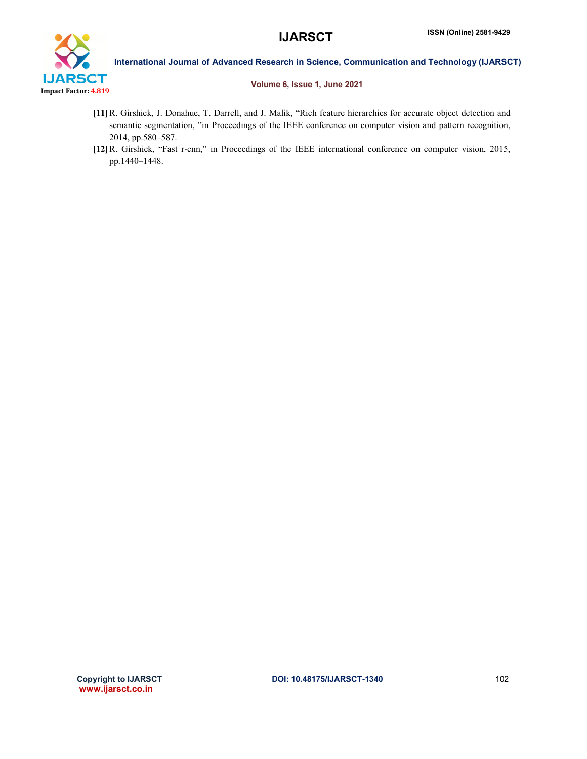[11] R. Girshick, J. Donahue, T. Darrell, and J. Malik, “Rich feature hierarchies for accurate object detection and semantic segmentation, ”in Proceedings of the IEEE conference on computer vision and pattern recognition, 2014, pp.580–587.

[12] R. Girshick, “Fast r-cnn,” in Proceedings of the IEEE international conference on computer vision, 2015, pp.1440–1448.